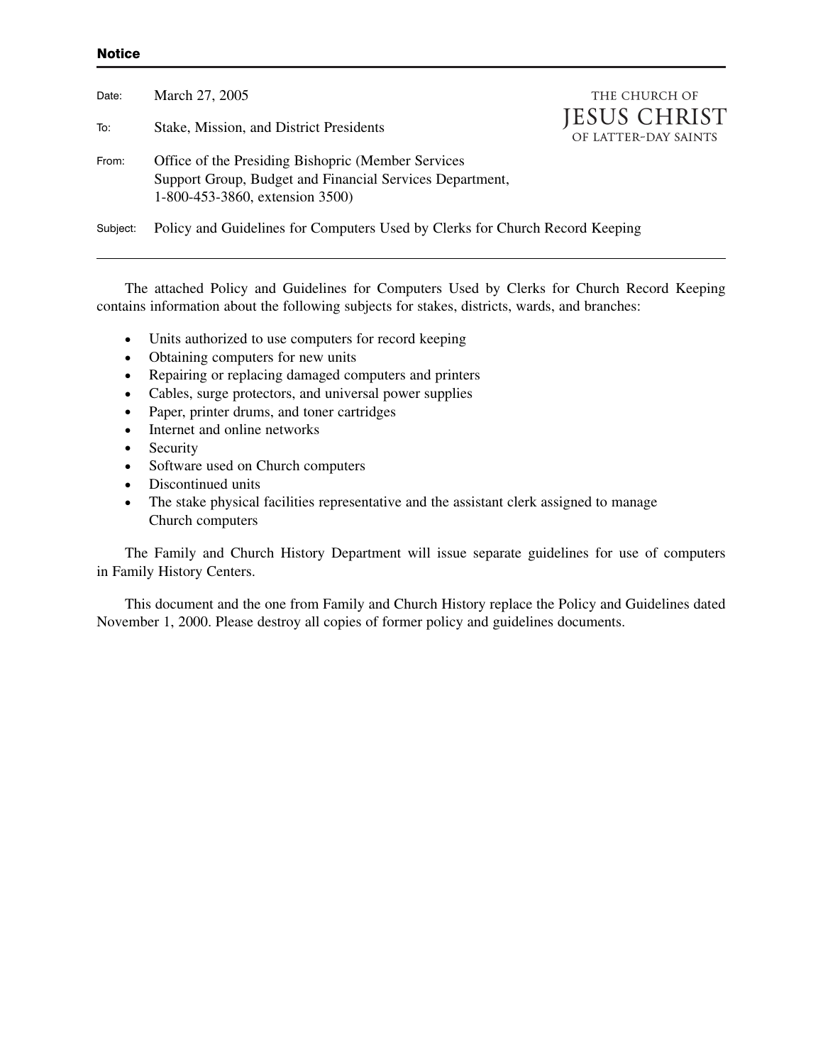**Notice**

Date: March 27, 2005

To: Stake, Mission, and District Presidents

From: Office of the Presiding Bishopric (Member Services Support Group, Budget and Financial Services Department, 1-800-453-3860, extension 3500)

Subject: Policy and Guidelines for Computers Used by Clerks for Church Record Keeping

THE CHURCH OF JESUS CHRIST OF LATTER-DAY SAINTS

---

The attached Policy and Guidelines for Computers Used by Clerks for Church Record Keeping contains information about the following subjects for stakes, districts, wards, and branches:

- Units authorized to use computers for record keeping
- Obtaining computers for new units
- Repairing or replacing damaged computers and printers
- Cables, surge protectors, and universal power supplies
- Paper, printer drums, and toner cartridges
- Internet and online networks
- Security
- Software used on Church computers
- Discontinued units
- The stake physical facilities representative and the assistant clerk assigned to manage Church computers

The Family and Church History Department will issue separate guidelines for use of computers in Family History Centers.

This document and the one from Family and Church History replace the Policy and Guidelines dated November 1, 2000. Please destroy all copies of former policy and guidelines documents.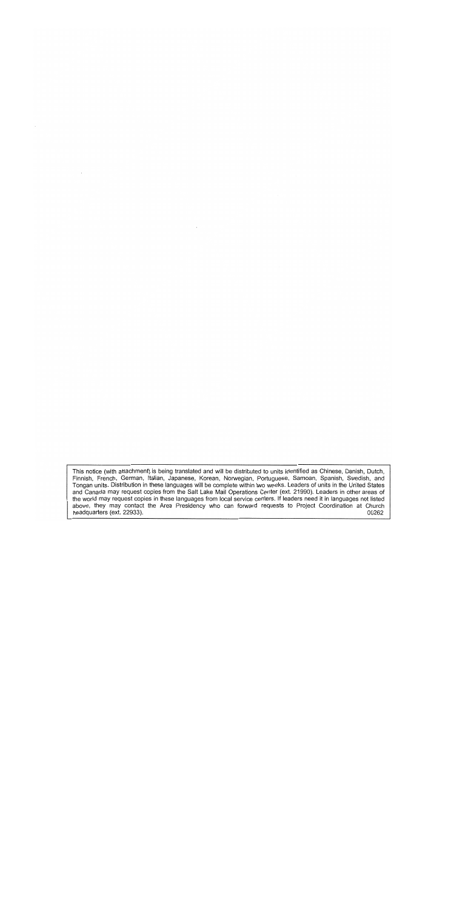This notice (with attachment) is being translated and will be distributed to units identified as Chinese, Danish, Dutch, Finnish, French, German, Italian, Japanese, Korean, Norwegian, Portuguese, Samoan, Spanish, Swedish, and Tongan units. Distribution in these languages will be complete within two weeks. Leaders of units in the United States and Canada may request copies from the Salt Lake Mail Operations Center (ext. 21990). Leaders in other areas of the world may request copies in these languages from local service centers. If leaders need it in languages not listed above, they may contact the Area Presidency who can forward requests to Project Coordination at Church headquarters (ext. 22933). 00262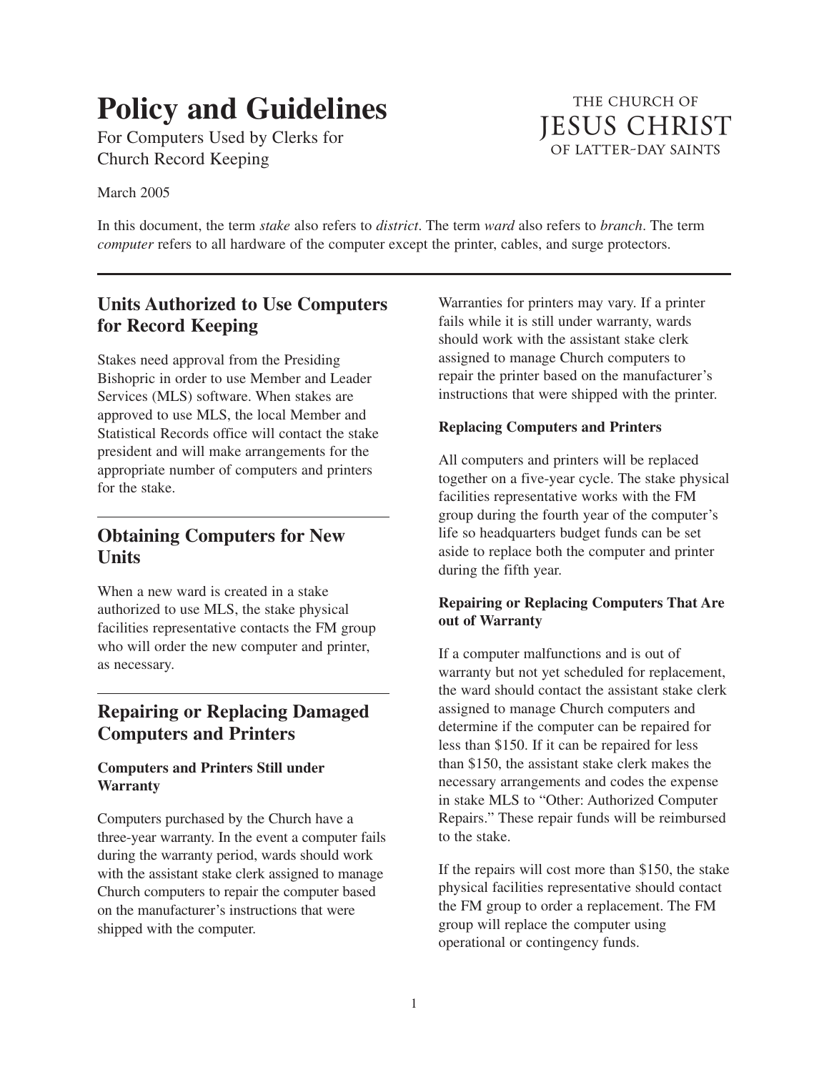# Policy and Guidelines

For Computers Used by Clerks for Church Record Keeping

THE CHURCH OF JESUS CHRIST OF LATTER-DAY SAINTS

March 2005

In this document, the term *stake* also refers to *district*. The term *ward* also refers to *branch*. The term *computer* refers to all hardware of the computer except the printer, cables, and surge protectors.

## Units Authorized to Use Computers for Record Keeping

Stakes need approval from the Presiding Bishopric in order to use Member and Leader Services (MLS) software. When stakes are approved to use MLS, the local Member and Statistical Records office will contact the stake president and will make arrangements for the appropriate number of computers and printers for the stake.

## Obtaining Computers for New Units

When a new ward is created in a stake authorized to use MLS, the stake physical facilities representative contacts the FM group who will order the new computer and printer, as necessary.

## Repairing or Replacing Damaged Computers and Printers

### Computers and Printers Still under Warranty

Computers purchased by the Church have a three-year warranty. In the event a computer fails during the warranty period, wards should work with the assistant stake clerk assigned to manage Church computers to repair the computer based on the manufacturer's instructions that were shipped with the computer.

Warranties for printers may vary. If a printer fails while it is still under warranty, wards should work with the assistant stake clerk assigned to manage Church computers to repair the printer based on the manufacturer's instructions that were shipped with the printer.

### Replacing Computers and Printers

All computers and printers will be replaced together on a five-year cycle. The stake physical facilities representative works with the FM group during the fourth year of the computer's life so headquarters budget funds can be set aside to replace both the computer and printer during the fifth year.

### Repairing or Replacing Computers That Are out of Warranty

If a computer malfunctions and is out of warranty but not yet scheduled for replacement, the ward should contact the assistant stake clerk assigned to manage Church computers and determine if the computer can be repaired for less than $150. If it can be repaired for less than $150, the assistant stake clerk makes the necessary arrangements and codes the expense in stake MLS to "Other: Authorized Computer Repairs." These repair funds will be reimbursed to the stake.

If the repairs will cost more than $150, the stake physical facilities representative should contact the FM group to order a replacement. The FM group will replace the computer using operational or contingency funds.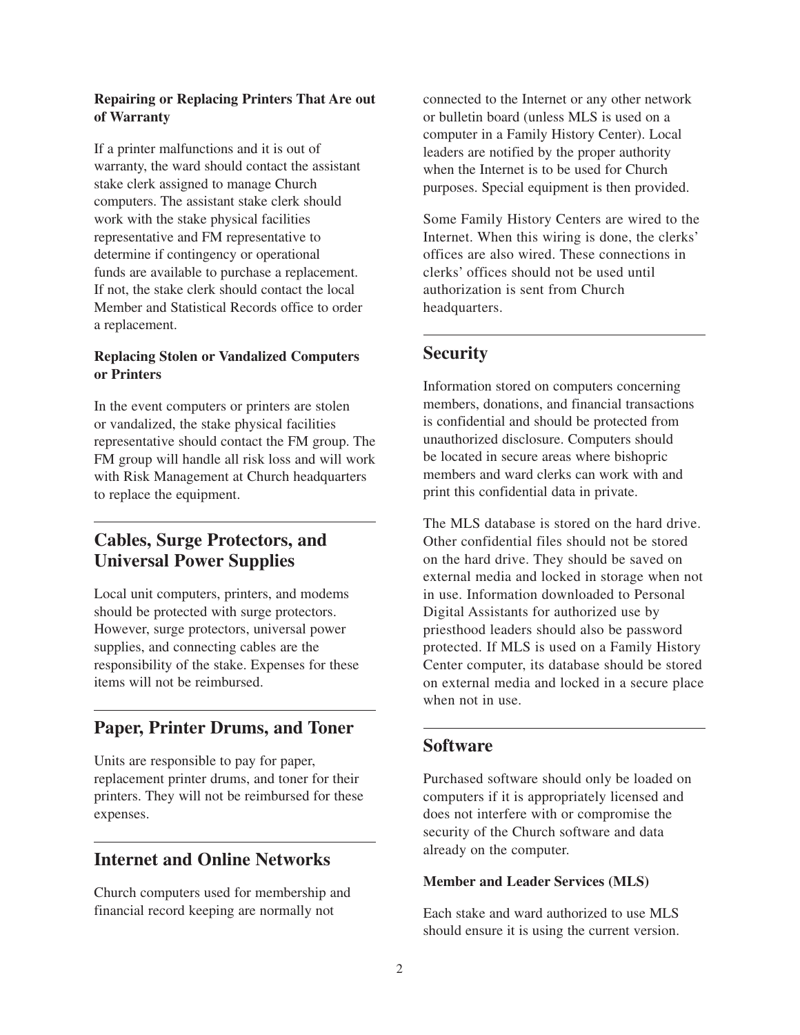### Repairing or Replacing Printers That Are out of Warranty

If a printer malfunctions and it is out of warranty, the ward should contact the assistant stake clerk assigned to manage Church computers. The assistant stake clerk should work with the stake physical facilities representative and FM representative to determine if contingency or operational funds are available to purchase a replacement. If not, the stake clerk should contact the local Member and Statistical Records office to order a replacement.

### Replacing Stolen or Vandalized Computers or Printers

In the event computers or printers are stolen or vandalized, the stake physical facilities representative should contact the FM group. The FM group will handle all risk loss and will work with Risk Management at Church headquarters to replace the equipment.

## Cables, Surge Protectors, and Universal Power Supplies

Local unit computers, printers, and modems should be protected with surge protectors. However, surge protectors, universal power supplies, and connecting cables are the responsibility of the stake. Expenses for these items will not be reimbursed.

## Paper, Printer Drums, and Toner

Units are responsible to pay for paper, replacement printer drums, and toner for their printers. They will not be reimbursed for these expenses.

## Internet and Online Networks

Church computers used for membership and financial record keeping are normally not connected to the Internet or any other network or bulletin board (unless MLS is used on a computer in a Family History Center). Local leaders are notified by the proper authority when the Internet is to be used for Church purposes. Special equipment is then provided.

Some Family History Centers are wired to the Internet. When this wiring is done, the clerks' offices are also wired. These connections in clerks' offices should not be used until authorization is sent from Church headquarters.

## Security

Information stored on computers concerning members, donations, and financial transactions is confidential and should be protected from unauthorized disclosure. Computers should be located in secure areas where bishopric members and ward clerks can work with and print this confidential data in private.

The MLS database is stored on the hard drive. Other confidential files should not be stored on the hard drive. They should be saved on external media and locked in storage when not in use. Information downloaded to Personal Digital Assistants for authorized use by priesthood leaders should also be password protected. If MLS is used on a Family History Center computer, its database should be stored on external media and locked in a secure place when not in use.

## Software

Purchased software should only be loaded on computers if it is appropriately licensed and does not interfere with or compromise the security of the Church software and data already on the computer.

### Member and Leader Services (MLS)

Each stake and ward authorized to use MLS should ensure it is using the current version.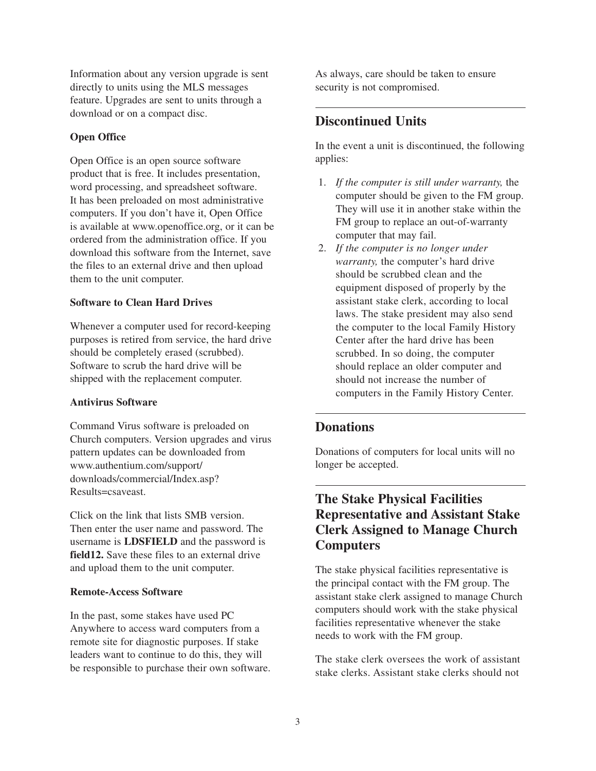Information about any version upgrade is sent directly to units using the MLS messages feature. Upgrades are sent to units through a download or on a compact disc.

### Open Office

Open Office is an open source software product that is free. It includes presentation, word processing, and spreadsheet software. It has been preloaded on most administrative computers. If you don't have it, Open Office is available at www.openoffice.org, or it can be ordered from the administration office. If you download this software from the Internet, save the files to an external drive and then upload them to the unit computer.

### Software to Clean Hard Drives

Whenever a computer used for record-keeping purposes is retired from service, the hard drive should be completely erased (scrubbed). Software to scrub the hard drive will be shipped with the replacement computer.

### Antivirus Software

Command Virus software is preloaded on Church computers. Version upgrades and virus pattern updates can be downloaded from www.authentium.com/support/downloads/commercial/Index.asp?Results=csaveast.

Click on the link that lists SMB version. Then enter the user name and password. The username is **LDSFIELD** and the password is **field12.** Save these files to an external drive and upload them to the unit computer.

### Remote-Access Software

In the past, some stakes have used PC Anywhere to access ward computers from a remote site for diagnostic purposes. If stake leaders want to continue to do this, they will be responsible to purchase their own software. As always, care should be taken to ensure security is not compromised.

## Discontinued Units

In the event a unit is discontinued, the following applies:

1. *If the computer is still under warranty,* the computer should be given to the FM group. They will use it in another stake within the FM group to replace an out-of-warranty computer that may fail.
2. *If the computer is no longer under warranty,* the computer's hard drive should be scrubbed clean and the equipment disposed of properly by the assistant stake clerk, according to local laws. The stake president may also send the computer to the local Family History Center after the hard drive has been scrubbed. In so doing, the computer should replace an older computer and should not increase the number of computers in the Family History Center.

## Donations

Donations of computers for local units will no longer be accepted.

## The Stake Physical Facilities Representative and Assistant Stake Clerk Assigned to Manage Church Computers

The stake physical facilities representative is the principal contact with the FM group. The assistant stake clerk assigned to manage Church computers should work with the stake physical facilities representative whenever the stake needs to work with the FM group.

The stake clerk oversees the work of assistant stake clerks. Assistant stake clerks should not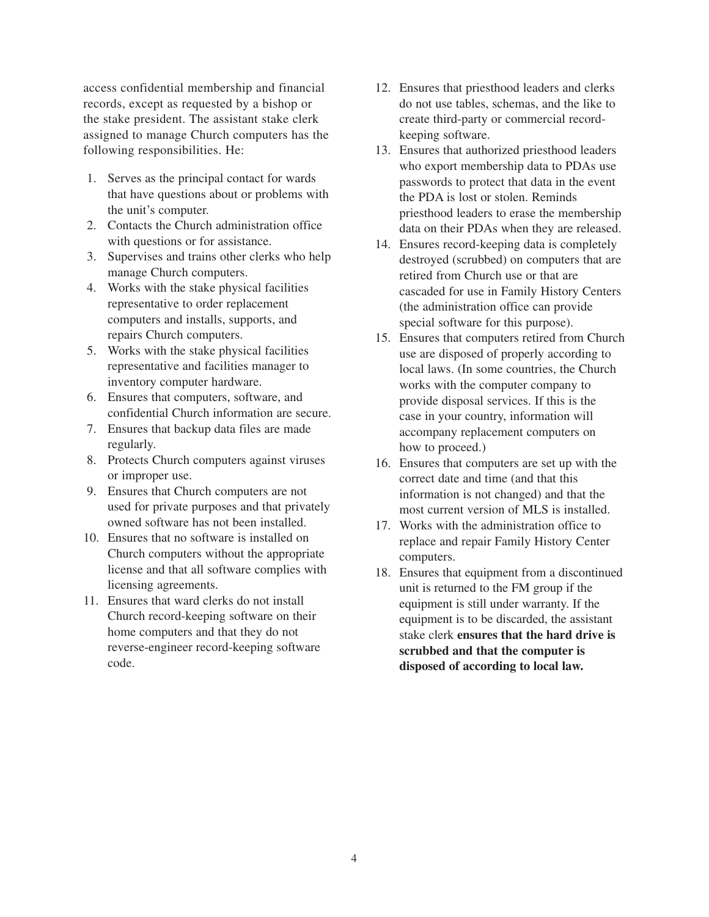access confidential membership and financial records, except as requested by a bishop or the stake president. The assistant stake clerk assigned to manage Church computers has the following responsibilities. He:

1. Serves as the principal contact for wards that have questions about or problems with the unit's computer.
2. Contacts the Church administration office with questions or for assistance.
3. Supervises and trains other clerks who help manage Church computers.
4. Works with the stake physical facilities representative to order replacement computers and installs, supports, and repairs Church computers.
5. Works with the stake physical facilities representative and facilities manager to inventory computer hardware.
6. Ensures that computers, software, and confidential Church information are secure.
7. Ensures that backup data files are made regularly.
8. Protects Church computers against viruses or improper use.
9. Ensures that Church computers are not used for private purposes and that privately owned software has not been installed.
10. Ensures that no software is installed on Church computers without the appropriate license and that all software complies with licensing agreements.
11. Ensures that ward clerks do not install Church record-keeping software on their home computers and that they do not reverse-engineer record-keeping software code.
12. Ensures that priesthood leaders and clerks do not use tables, schemas, and the like to create third-party or commercial record-keeping software.
13. Ensures that authorized priesthood leaders who export membership data to PDAs use passwords to protect that data in the event the PDA is lost or stolen. Reminds priesthood leaders to erase the membership data on their PDAs when they are released.
14. Ensures record-keeping data is completely destroyed (scrubbed) on computers that are retired from Church use or that are cascaded for use in Family History Centers (the administration office can provide special software for this purpose).
15. Ensures that computers retired from Church use are disposed of properly according to local laws. (In some countries, the Church works with the computer company to provide disposal services. If this is the case in your country, information will accompany replacement computers on how to proceed.)
16. Ensures that computers are set up with the correct date and time (and that this information is not changed) and that the most current version of MLS is installed.
17. Works with the administration office to replace and repair Family History Center computers.
18. Ensures that equipment from a discontinued unit is returned to the FM group if the equipment is still under warranty. If the equipment is to be discarded, the assistant stake clerk **ensures that the hard drive is scrubbed and that the computer is disposed of according to local law.**